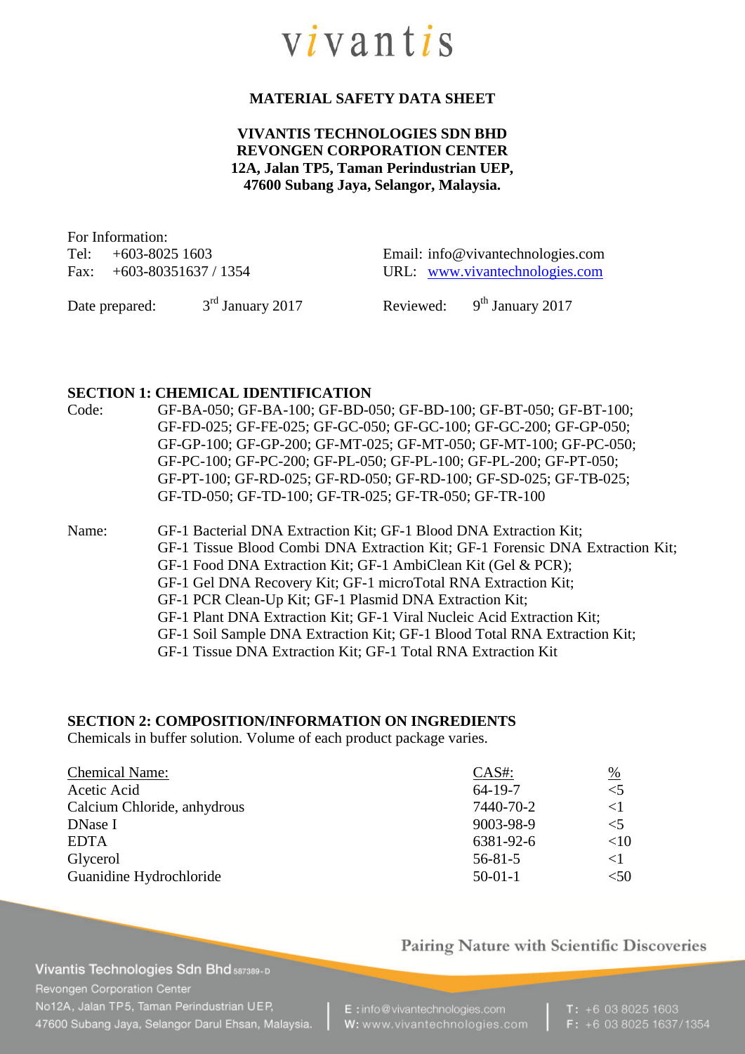vivantis

# MATERIAL SAFETY DATA SHEET

**VIVANTIS TECHNOLOGIES SDN BHD**
**REVONGEN CORPORATION CENTER**
**12A, Jalan TP5, Taman Perindustrian UEP,**
**47600 Subang Jaya, Selangor, Malaysia.**

For Information:

Tel: +603-8025 1603
Fax: +603-80351637 / 1354

Email: info@vivantechnologies.com
URL: www.vivantechnologies.com

Date prepared: 3rd January 2017
Reviewed: 9th January 2017

## SECTION 1: CHEMICAL IDENTIFICATION

Code: GF-BA-050; GF-BA-100; GF-BD-050; GF-BD-100; GF-BT-050; GF-BT-100; GF-FD-025; GF-FE-025; GF-GC-050; GF-GC-100; GF-GC-200; GF-GP-050; GF-GP-100; GF-GP-200; GF-MT-025; GF-MT-050; GF-MT-100; GF-PC-050; GF-PC-100; GF-PC-200; GF-PL-050; GF-PL-100; GF-PL-200; GF-PT-050; GF-PT-100; GF-RD-025; GF-RD-050; GF-RD-100; GF-SD-025; GF-TB-025; GF-TD-050; GF-TD-100; GF-TR-025; GF-TR-050; GF-TR-100

Name: GF-1 Bacterial DNA Extraction Kit; GF-1 Blood DNA Extraction Kit; GF-1 Tissue Blood Combi DNA Extraction Kit; GF-1 Forensic DNA Extraction Kit; GF-1 Food DNA Extraction Kit; GF-1 AmbiClean Kit (Gel & PCR); GF-1 Gel DNA Recovery Kit; GF-1 microTotal RNA Extraction Kit; GF-1 PCR Clean-Up Kit; GF-1 Plasmid DNA Extraction Kit; GF-1 Plant DNA Extraction Kit; GF-1 Viral Nucleic Acid Extraction Kit; GF-1 Soil Sample DNA Extraction Kit; GF-1 Blood Total RNA Extraction Kit; GF-1 Tissue DNA Extraction Kit; GF-1 Total RNA Extraction Kit

## SECTION 2: COMPOSITION/INFORMATION ON INGREDIENTS

Chemicals in buffer solution. Volume of each product package varies.

| Chemical Name: | CAS#: | % |
|---|---|---|
| Acetic Acid | 64-19-7 | <5 |
| Calcium Chloride, anhydrous | 7440-70-2 | <1 |
| DNase I | 9003-98-9 | <5 |
| EDTA | 6381-92-6 | <10 |
| Glycerol | 56-81-5 | <1 |
| Guanidine Hydrochloride | 50-01-1 | <50 |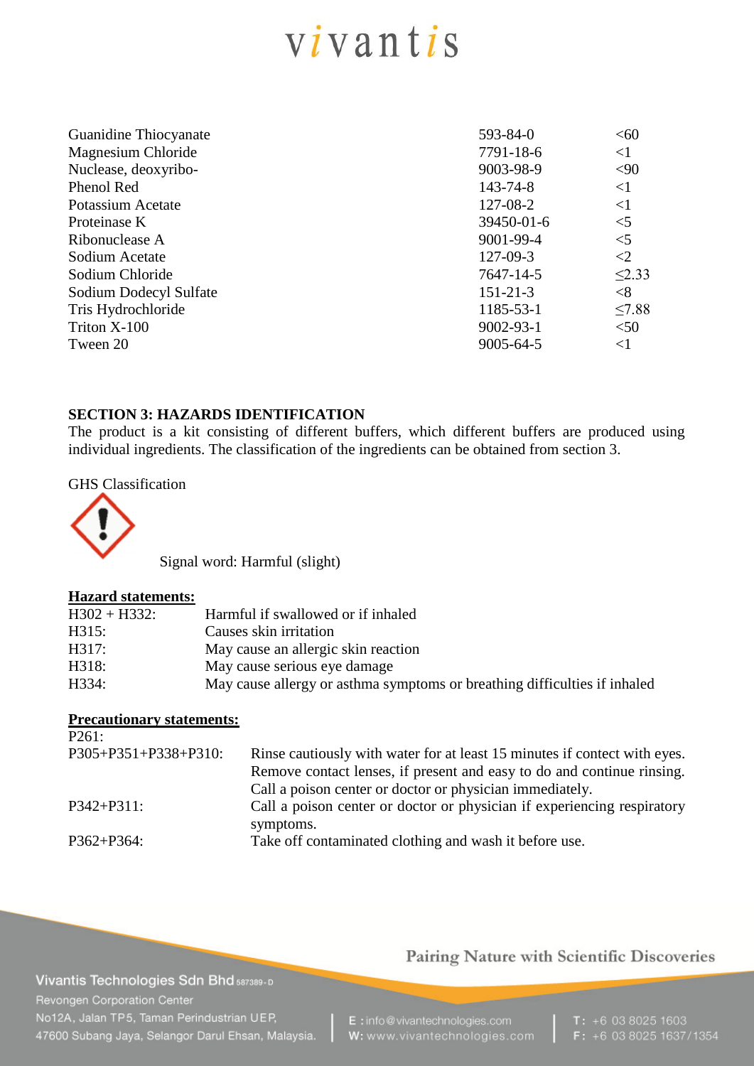| | | |
|---|---|---|
| Guanidine Thiocyanate | 593-84-0 | <60 |
| Magnesium Chloride | 7791-18-6 | <1 |
| Nuclease, deoxyribo- | 9003-98-9 | <90 |
| Phenol Red | 143-74-8 | <1 |
| Potassium Acetate | 127-08-2 | <1 |
| Proteinase K | 39450-01-6 | <5 |
| Ribonuclease A | 9001-99-4 | <5 |
| Sodium Acetate | 127-09-3 | <2 |
| Sodium Chloride | 7647-14-5 | ≤2.33 |
| Sodium Dodecyl Sulfate | 151-21-3 | <8 |
| Tris Hydrochloride | 1185-53-1 | ≤7.88 |
| Triton X-100 | 9002-93-1 | <50 |
| Tween 20 | 9005-64-5 | <1 |

**SECTION 3: HAZARDS IDENTIFICATION**

The product is a kit consisting of different buffers, which different buffers are produced using individual ingredients. The classification of the ingredients can be obtained from section 3.

GHS Classification

Signal word: Harmful (slight)

**Hazard statements:**

| | |
|---|---|
| H302 + H332: | Harmful if swallowed or if inhaled |
| H315: | Causes skin irritation |
| H317: | May cause an allergic skin reaction |
| H318: | May cause serious eye damage |
| H334: | May cause allergy or asthma symptoms or breathing difficulties if inhaled |

**Precautionary statements:**

| | |
|---|---|
| P261: | |
| P305+P351+P338+P310: | Rinse cautiously with water for at least 15 minutes if contect with eyes. Remove contact lenses, if present and easy to do and continue rinsing. Call a poison center or doctor or physician immediately. |
| P342+P311: | Call a poison center or doctor or physician if experiencing respiratory symptoms. |
| P362+P364: | Take off contaminated clothing and wash it before use. |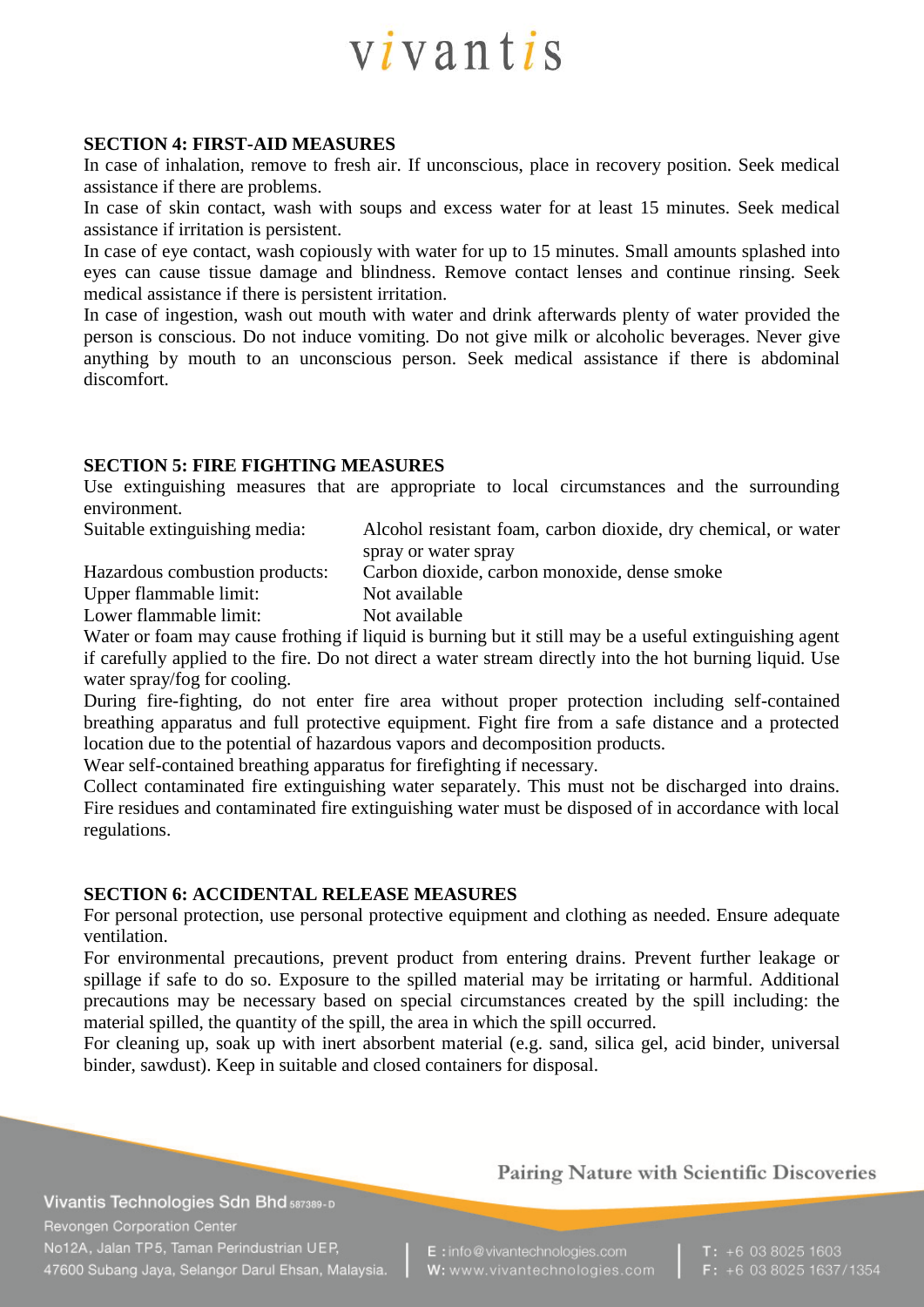## SECTION 4: FIRST-AID MEASURES

In case of inhalation, remove to fresh air. If unconscious, place in recovery position. Seek medical assistance if there are problems.

In case of skin contact, wash with soups and excess water for at least 15 minutes. Seek medical assistance if irritation is persistent.

In case of eye contact, wash copiously with water for up to 15 minutes. Small amounts splashed into eyes can cause tissue damage and blindness. Remove contact lenses and continue rinsing. Seek medical assistance if there is persistent irritation.

In case of ingestion, wash out mouth with water and drink afterwards plenty of water provided the person is conscious. Do not induce vomiting. Do not give milk or alcoholic beverages. Never give anything by mouth to an unconscious person. Seek medical assistance if there is abdominal discomfort.

## SECTION 5: FIRE FIGHTING MEASURES

Use extinguishing measures that are appropriate to local circumstances and the surrounding environment.

| | |
|---|---|
| Suitable extinguishing media: | Alcohol resistant foam, carbon dioxide, dry chemical, or water spray or water spray |
| Hazardous combustion products: | Carbon dioxide, carbon monoxide, dense smoke |
| Upper flammable limit: | Not available |
| Lower flammable limit: | Not available |

Water or foam may cause frothing if liquid is burning but it still may be a useful extinguishing agent if carefully applied to the fire. Do not direct a water stream directly into the hot burning liquid. Use water spray/fog for cooling.

During fire-fighting, do not enter fire area without proper protection including self-contained breathing apparatus and full protective equipment. Fight fire from a safe distance and a protected location due to the potential of hazardous vapors and decomposition products.

Wear self-contained breathing apparatus for firefighting if necessary.

Collect contaminated fire extinguishing water separately. This must not be discharged into drains. Fire residues and contaminated fire extinguishing water must be disposed of in accordance with local regulations.

## SECTION 6: ACCIDENTAL RELEASE MEASURES

For personal protection, use personal protective equipment and clothing as needed. Ensure adequate ventilation.

For environmental precautions, prevent product from entering drains. Prevent further leakage or spillage if safe to do so. Exposure to the spilled material may be irritating or harmful. Additional precautions may be necessary based on special circumstances created by the spill including: the material spilled, the quantity of the spill, the area in which the spill occurred.

For cleaning up, soak up with inert absorbent material (e.g. sand, silica gel, acid binder, universal binder, sawdust). Keep in suitable and closed containers for disposal.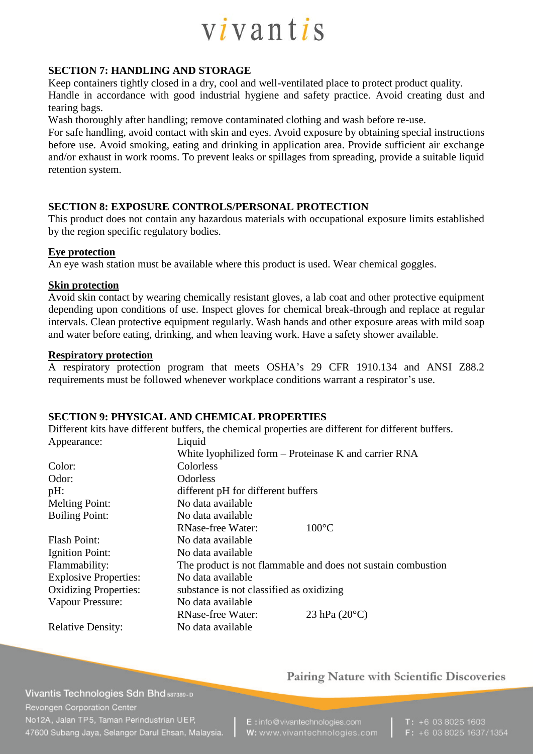## SECTION 7: HANDLING AND STORAGE

Keep containers tightly closed in a dry, cool and well-ventilated place to protect product quality.
Handle in accordance with good industrial hygiene and safety practice. Avoid creating dust and tearing bags.
Wash thoroughly after handling; remove contaminated clothing and wash before re-use.
For safe handling, avoid contact with skin and eyes. Avoid exposure by obtaining special instructions before use. Avoid smoking, eating and drinking in application area. Provide sufficient air exchange and/or exhaust in work rooms. To prevent leaks or spillages from spreading, provide a suitable liquid retention system.

## SECTION 8: EXPOSURE CONTROLS/PERSONAL PROTECTION

This product does not contain any hazardous materials with occupational exposure limits established by the region specific regulatory bodies.

### Eye protection

An eye wash station must be available where this product is used. Wear chemical goggles.

### Skin protection

Avoid skin contact by wearing chemically resistant gloves, a lab coat and other protective equipment depending upon conditions of use. Inspect gloves for chemical break-through and replace at regular intervals. Clean protective equipment regularly. Wash hands and other exposure areas with mild soap and water before eating, drinking, and when leaving work. Have a safety shower available.

### Respiratory protection

A respiratory protection program that meets OSHA's 29 CFR 1910.134 and ANSI Z88.2 requirements must be followed whenever workplace conditions warrant a respirator's use.

## SECTION 9: PHYSICAL AND CHEMICAL PROPERTIES

Different kits have different buffers, the chemical properties are different for different buffers.

| | | |
|---|---|---|
| Appearance: | Liquid | |
| | White lyophilized form – Proteinase K and carrier RNA | |
| Color: | Colorless | |
| Odor: | Odorless | |
| pH: | different pH for different buffers | |
| Melting Point: | No data available | |
| Boiling Point: | No data available | |
| | RNase-free Water: | 100°C |
| Flash Point: | No data available | |
| Ignition Point: | No data available | |
| Flammability: | The product is not flammable and does not sustain combustion | |
| Explosive Properties: | No data available | |
| Oxidizing Properties: | substance is not classified as oxidizing | |
| Vapour Pressure: | No data available | |
| | RNase-free Water: | 23 hPa (20°C) |
| Relative Density: | No data available | |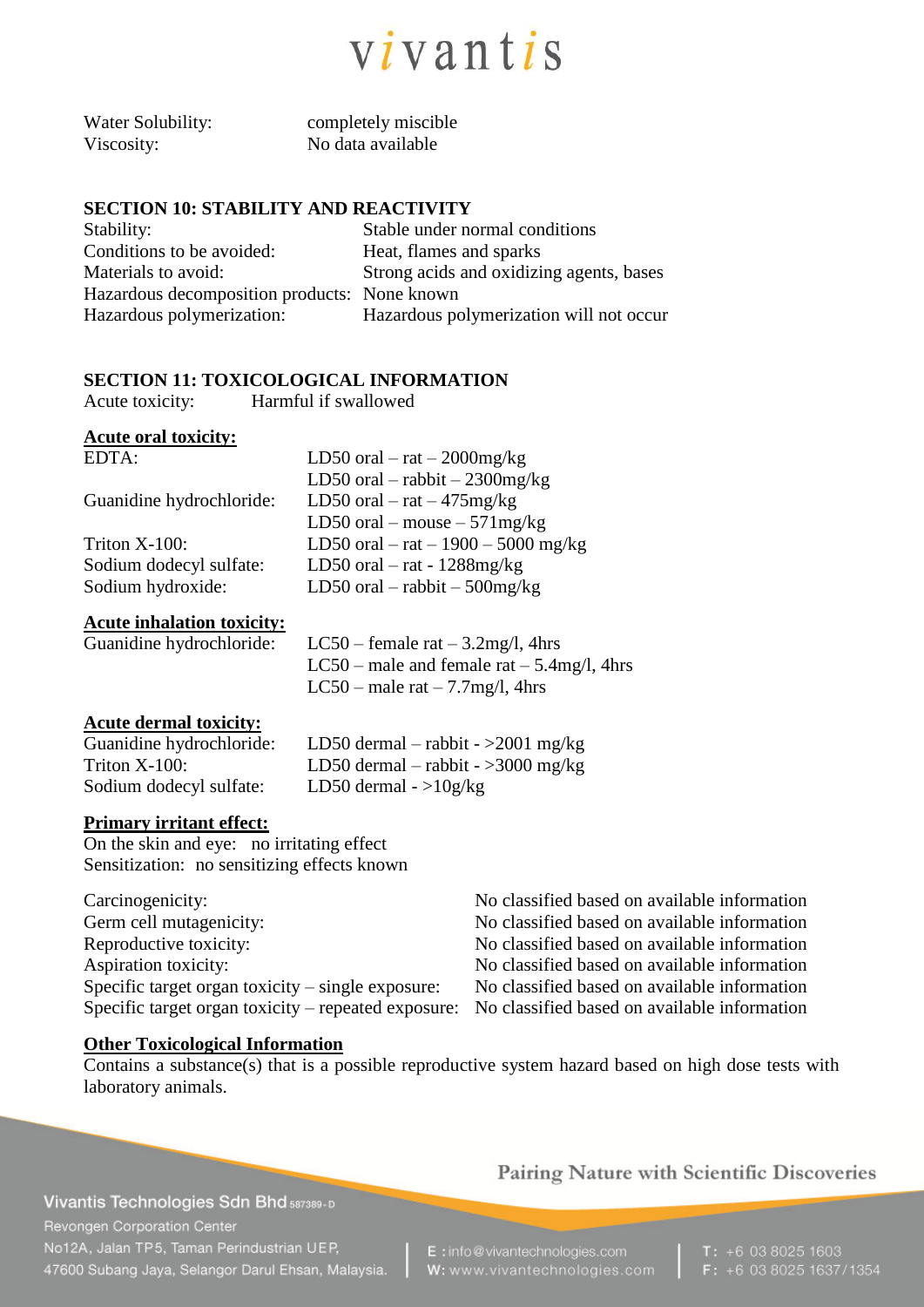| | |
|---|---|
| Water Solubility: | completely miscible |
| Viscosity: | No data available |

**SECTION 10: STABILITY AND REACTIVITY**

| | |
|---|---|
| Stability: | Stable under normal conditions |
| Conditions to be avoided: | Heat, flames and sparks |
| Materials to avoid: | Strong acids and oxidizing agents, bases |
| Hazardous decomposition products: | None known |
| Hazardous polymerization: | Hazardous polymerization will not occur |

**SECTION 11: TOXICOLOGICAL INFORMATION**

Acute toxicity: Harmful if swallowed

**Acute oral toxicity:**

| | |
|---|---|
| EDTA: | LD50 oral – rat – 2000mg/kg |
| | LD50 oral – rabbit – 2300mg/kg |
| Guanidine hydrochloride: | LD50 oral – rat – 475mg/kg |
| | LD50 oral – mouse – 571mg/kg |
| Triton X-100: | LD50 oral – rat – 1900 – 5000 mg/kg |
| Sodium dodecyl sulfate: | LD50 oral – rat - 1288mg/kg |
| Sodium hydroxide: | LD50 oral – rabbit – 500mg/kg |

**Acute inhalation toxicity:**

| | |
|---|---|
| Guanidine hydrochloride: | LC50 – female rat – 3.2mg/l, 4hrs |
| | LC50 – male and female rat – 5.4mg/l, 4hrs |
| | LC50 – male rat – 7.7mg/l, 4hrs |

**Acute dermal toxicity:**

| | |
|---|---|
| Guanidine hydrochloride: | LD50 dermal – rabbit - >2001 mg/kg |
| Triton X-100: | LD50 dermal – rabbit - >3000 mg/kg |
| Sodium dodecyl sulfate: | LD50 dermal - >10g/kg |

**Primary irritant effect:**

On the skin and eye: no irritating effect

Sensitization: no sensitizing effects known

| | |
|---|---|
| Carcinogenicity: | No classified based on available information |
| Germ cell mutagenicity: | No classified based on available information |
| Reproductive toxicity: | No classified based on available information |
| Aspiration toxicity: | No classified based on available information |
| Specific target organ toxicity – single exposure: | No classified based on available information |
| Specific target organ toxicity – repeated exposure: | No classified based on available information |

**Other Toxicological Information**

Contains a substance(s) that is a possible reproductive system hazard based on high dose tests with laboratory animals.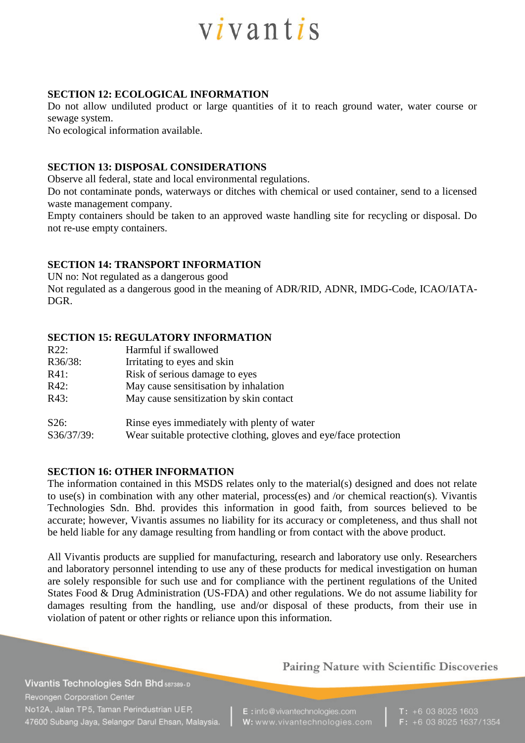## SECTION 12: ECOLOGICAL INFORMATION

Do not allow undiluted product or large quantities of it to reach ground water, water course or sewage system.

No ecological information available.

## SECTION 13: DISPOSAL CONSIDERATIONS

Observe all federal, state and local environmental regulations.

Do not contaminate ponds, waterways or ditches with chemical or used container, send to a licensed waste management company.

Empty containers should be taken to an approved waste handling site for recycling or disposal. Do not re-use empty containers.

## SECTION 14: TRANSPORT INFORMATION

UN no: Not regulated as a dangerous good

Not regulated as a dangerous good in the meaning of ADR/RID, ADNR, IMDG-Code, ICAO/IATA-DGR.

## SECTION 15: REGULATORY INFORMATION

| | |
|---|---|
| R22: | Harmful if swallowed |
| R36/38: | Irritating to eyes and skin |
| R41: | Risk of serious damage to eyes |
| R42: | May cause sensitisation by inhalation |
| R43: | May cause sensitization by skin contact |

| | |
|---|---|
| S26: | Rinse eyes immediately with plenty of water |
| S36/37/39: | Wear suitable protective clothing, gloves and eye/face protection |

## SECTION 16: OTHER INFORMATION

The information contained in this MSDS relates only to the material(s) designed and does not relate to use(s) in combination with any other material, process(es) and /or chemical reaction(s). Vivantis Technologies Sdn. Bhd. provides this information in good faith, from sources believed to be accurate; however, Vivantis assumes no liability for its accuracy or completeness, and thus shall not be held liable for any damage resulting from handling or from contact with the above product.

All Vivantis products are supplied for manufacturing, research and laboratory use only. Researchers and laboratory personnel intending to use any of these products for medical investigation on human are solely responsible for such use and for compliance with the pertinent regulations of the United States Food & Drug Administration (US-FDA) and other regulations. We do not assume liability for damages resulting from the handling, use and/or disposal of these products, from their use in violation of patent or other rights or reliance upon this information.